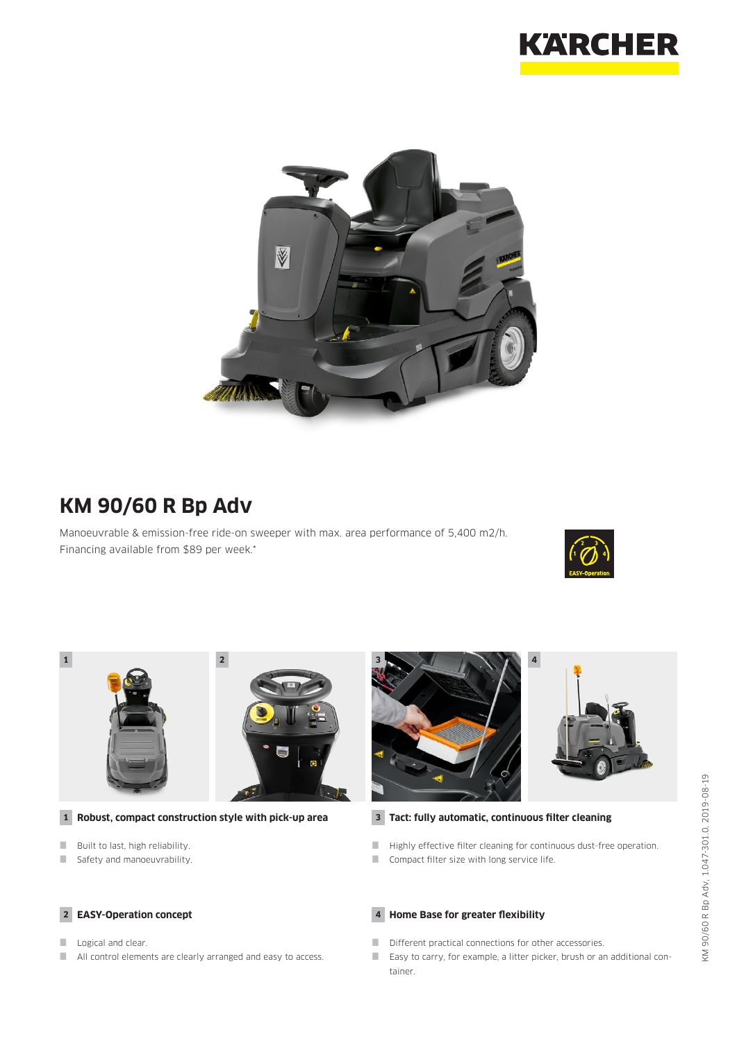# KM 90/60 R Bp Adv

Manoeuvrable & emission-free ride-on sweeper with max. area performance of 5,400 m2/h. Financing available from $89 per week.*

### 1 Robust, compact construction style with pick-up area

- Built to last, high reliability.
- Safety and manoeuvrability.

### 2 EASY-Operation concept

- Logical and clear.
- All control elements are clearly arranged and easy to access.

### 3 Tact: fully automatic, continuous filter cleaning

- Highly effective filter cleaning for continuous dust-free operation.
- Compact filter size with long service life.

### 4 Home Base for greater flexibility

- Different practical connections for other accessories.
- Easy to carry, for example, a litter picker, brush or an additional container.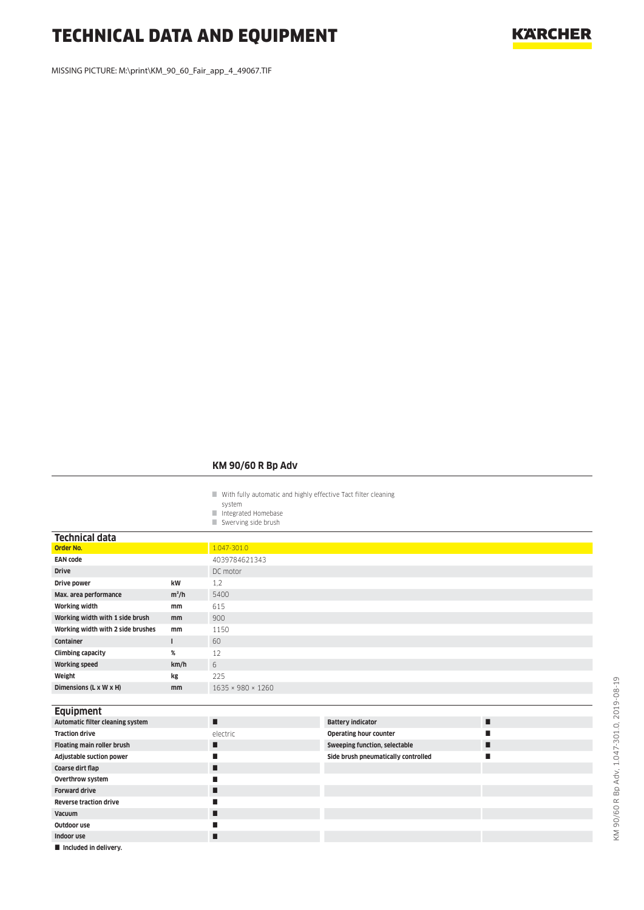# TECHNICAL DATA AND EQUIPMENT

MISSING PICTURE: M:\print\KM_90_60_Fair_app_4_49067.TIF

## KM 90/60 R Bp Adv

- With fully automatic and highly effective Tact filter cleaning system
- Integrated Homebase
- Swerving side brush

### Technical data

| | | |
|---|---|---|
| **Order No.** | | 1.047-301.0 |
| **EAN code** | | 4039784621343 |
| **Drive** | | DC motor |
| **Drive power** | **kW** | 1.2 |
| **Max. area performance** | **m²/h** | 5400 |
| **Working width** | **mm** | 615 |
| **Working width with 1 side brush** | **mm** | 900 |
| **Working width with 2 side brushes** | **mm** | 1150 |
| **Container** | **l** | 60 |
| **Climbing capacity** | **%** | 12 |
| **Working speed** | **km/h** | 6 |
| **Weight** | **kg** | 225 |
| **Dimensions (L x W x H)** | **mm** | 1635 × 980 × 1260 |

### Equipment

| | | | |
|---|---|---|---|
| **Automatic filter cleaning system** | ■ | **Battery indicator** | ■ |
| **Traction drive** | electric | **Operating hour counter** | ■ |
| **Floating main roller brush** | ■ | **Sweeping function, selectable** | ■ |
| **Adjustable suction power** | ■ | **Side brush pneumatically controlled** | ■ |
| **Coarse dirt flap** | ■ | | |
| **Overthrow system** | ■ | | |
| **Forward drive** | ■ | | |
| **Reverse traction drive** | ■ | | |
| **Vacuum** | ■ | | |
| **Outdoor use** | ■ | | |
| **Indoor use** | ■ | | |

■ **Included in delivery.**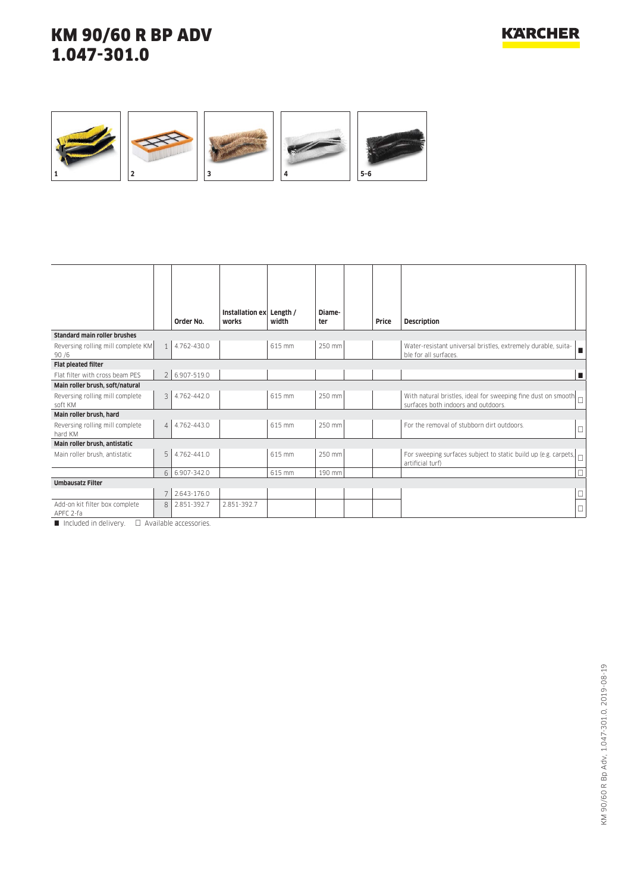# KM 90/60 R BP ADV
# 1.047-301.0

| | | Order No. | Installation ex works | Length / width | Diameter | | Price | Description | |
|---|---|---|---|---|---|---|---|---|---|
| **Standard main roller brushes** | | | | | | | | | |
| Reversing rolling mill complete KM 90 /6 | 1 | 4.762-430.0 | | 615 mm | 250 mm | | | Water-resistant universal bristles, extremely durable, suitable for all surfaces. | ■ |
| **Flat pleated filter** | | | | | | | | | |
| Flat filter with cross beam PES | 2 | 6.907-519.0 | | | | | | | ■ |
| **Main roller brush, soft/natural** | | | | | | | | | |
| Reversing rolling mill complete soft KM | 3 | 4.762-442.0 | | 615 mm | 250 mm | | | With natural bristles, ideal for sweeping fine dust on smooth surfaces both indoors and outdoors. | □ |
| **Main roller brush, hard** | | | | | | | | | |
| Reversing rolling mill complete hard KM | 4 | 4.762-443.0 | | 615 mm | 250 mm | | | For the removal of stubborn dirt outdoors. | □ |
| **Main roller brush, antistatic** | | | | | | | | | |
| Main roller brush, antistatic | 5 | 4.762-441.0 | | 615 mm | 250 mm | | | For sweeping surfaces subject to static build up (e.g. carpets, artificial turf) | □ |
| | 6 | 6.907-342.0 | | 615 mm | 190 mm | | | | □ |
| **Umbausatz Filter** | | | | | | | | | |
| | 7 | 2.643-176.0 | | | | | | | □ |
| Add-on kit filter box complete APFC 2-fa | 8 | 2.851-392.7 | 2.851-392.7 | | | | | | □ |

■ Included in delivery. □ Available accessories.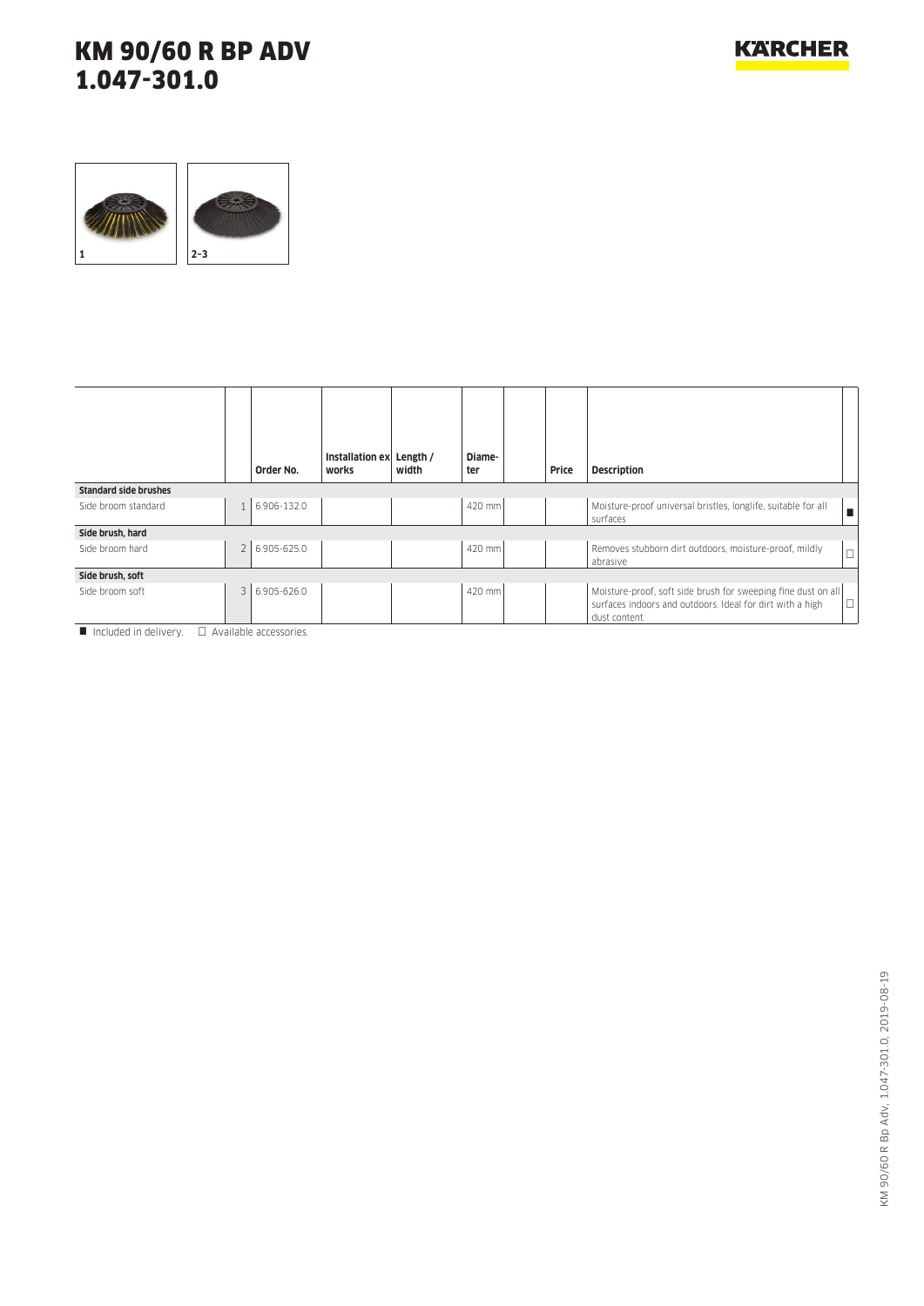# KM 90/60 R BP ADV
# 1.047-301.0

1 | 2–3

| | | Order No. | Installation ex works | Length / width | Diameter | | Price | Description | |
|---|---|---|---|---|---|---|---|---|---|
| **Standard side brushes** | | | | | | | | | |
| Side broom standard | 1 | 6.906-132.0 | | | 420 mm | | | Moisture-proof universal bristles, longlife, suitable for all surfaces | ■ |
| **Side brush, hard** | | | | | | | | | |
| Side broom hard | 2 | 6.905-625.0 | | | 420 mm | | | Removes stubborn dirt outdoors, moisture-proof, mildly abrasive | □ |
| **Side brush, soft** | | | | | | | | | |
| Side broom soft | 3 | 6.905-626.0 | | | 420 mm | | | Moisture-proof, soft side brush for sweeping fine dust on all surfaces indoors and outdoors. Ideal for dirt with a high dust content. | □ |

■ Included in delivery. □ Available accessories.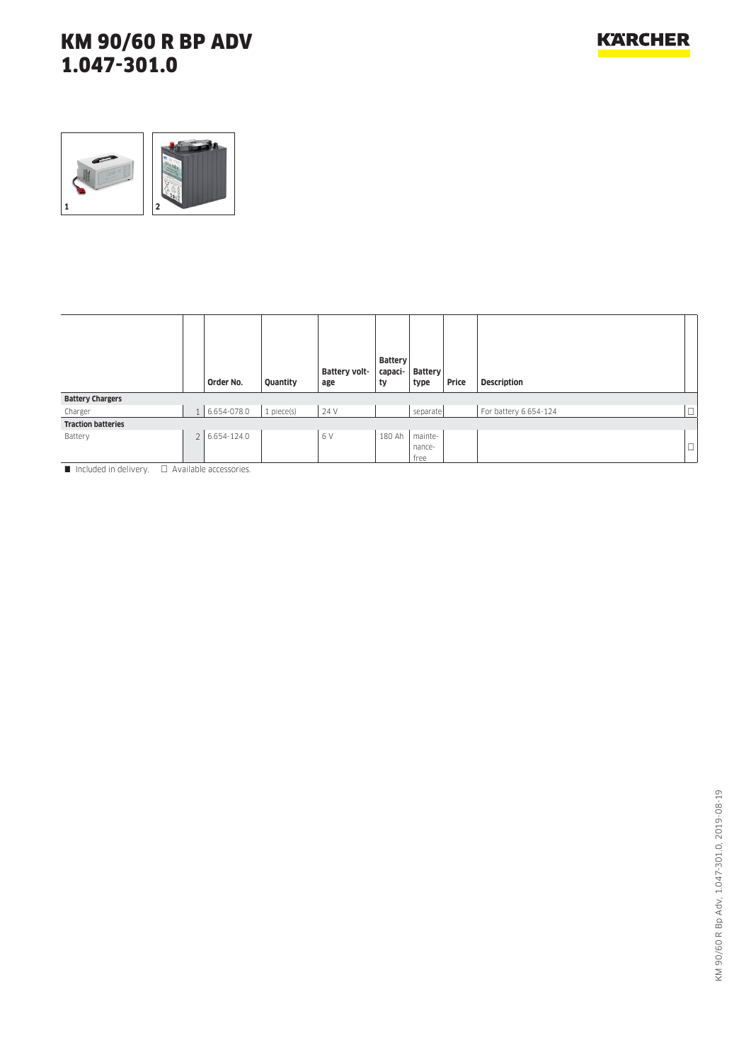# KM 90/60 R BP ADV
# 1.047-301.0

1 2

| | | Order No. | Quantity | Battery voltage | Battery capacity | Battery type | Price | Description | |
|---|---|---|---|---|---|---|---|---|---|
| **Battery Chargers** | | | | | | | | | |
| Charger | 1 | 6.654-078.0 | 1 piece(s) | 24 V | | separate | | For battery 6.654-124 | □ |
| **Traction batteries** | | | | | | | | | |
| Battery | 2 | 6.654-124.0 | | 6 V | 180 Ah | maintenance-free | | | □ |

■ Included in delivery. □ Available accessories.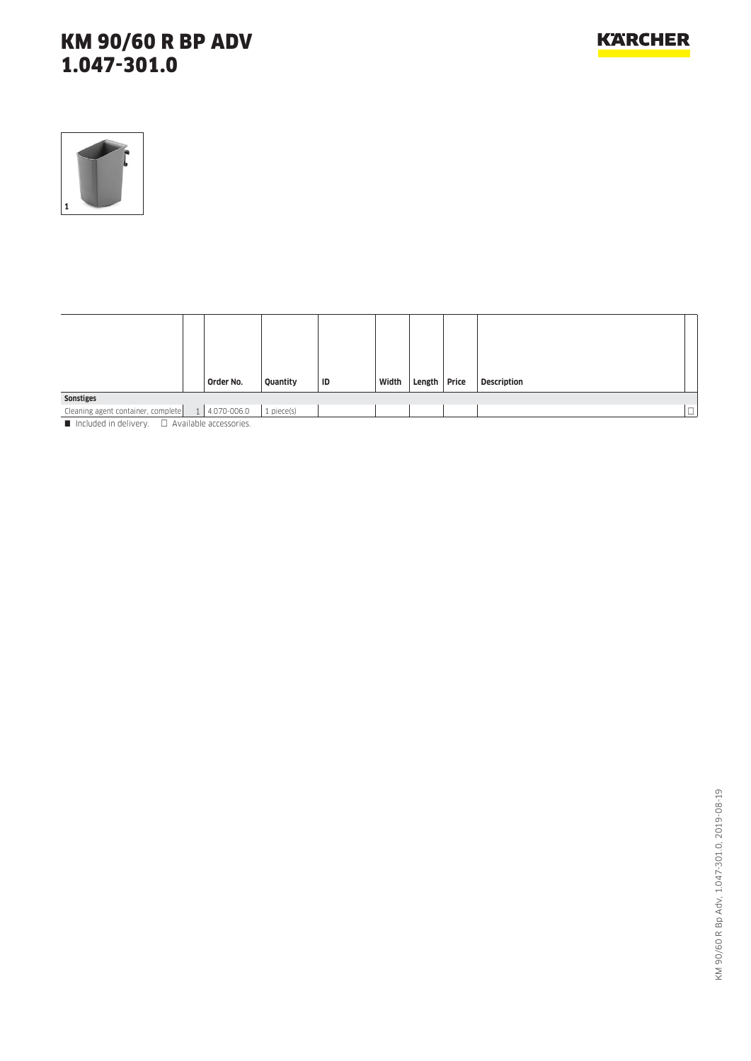# KM 90/60 R BP ADV
# 1.047-301.0

KÄRCHER

1

| | | Order No. | Quantity | ID | Width | Length | Price | Description | |
|---|---|---|---|---|---|---|---|---|---|
| **Sonstiges** | | | | | | | | | |
| Cleaning agent container, complete | 1 | 4.070-006.0 | 1 piece(s) | | | | | | □ |

■ Included in delivery. □ Available accessories.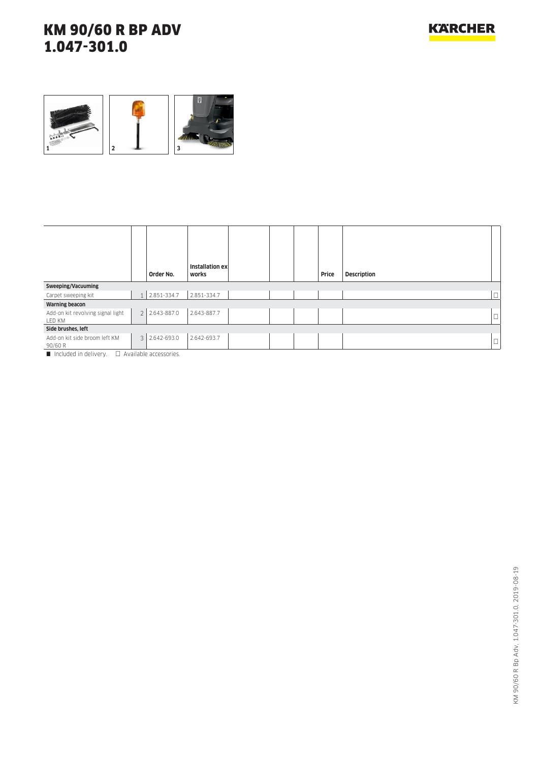# KM 90/60 R BP ADV
# 1.047-301.0

| | | Order No. | Installation ex works | | | | Price | Description | |
|---|---|---|---|---|---|---|---|---|---|
| **Sweeping/Vacuuming** | | | | | | | | | |
| Carpet sweeping kit | 1 | 2.851-334.7 | 2.851-334.7 | | | | | | □ |
| **Warning beacon** | | | | | | | | | |
| Add-on kit revolving signal light LED KM | 2 | 2.643-887.0 | 2.643-887.7 | | | | | | □ |
| **Side brushes, left** | | | | | | | | | |
| Add-on kit side broom left KM 90/60 R | 3 | 2.642-693.0 | 2.642-693.7 | | | | | | □ |

■ Included in delivery. □ Available accessories.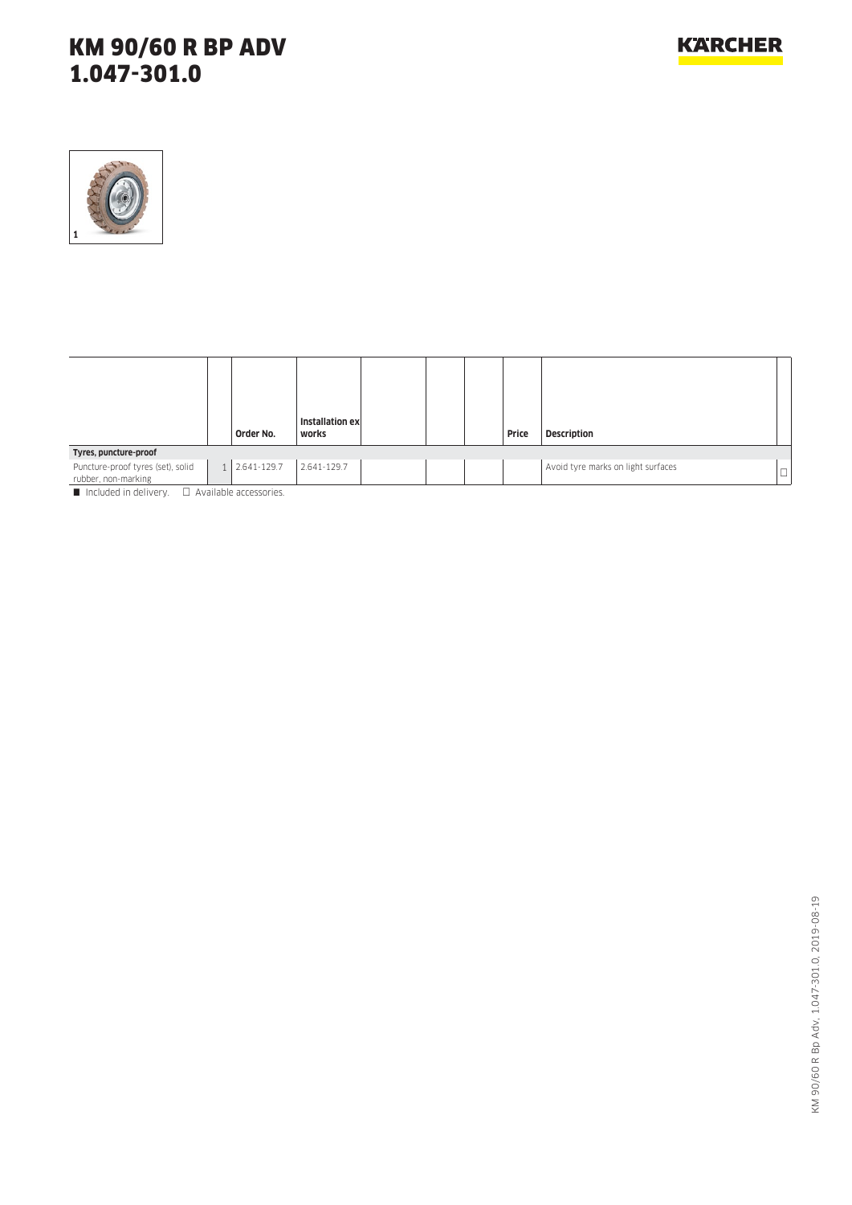# KM 90/60 R BP ADV
# 1.047-301.0

1

| | | Order No. | Installation ex works | | | | Price | Description | |
|---|---|---|---|---|---|---|---|---|---|
| **Tyres, puncture-proof** | | | | | | | | | |
| Puncture-proof tyres (set), solid rubber, non-marking | 1 | 2.641-129.7 | 2.641-129.7 | | | | | Avoid tyre marks on light surfaces | □ |

■ Included in delivery. □ Available accessories.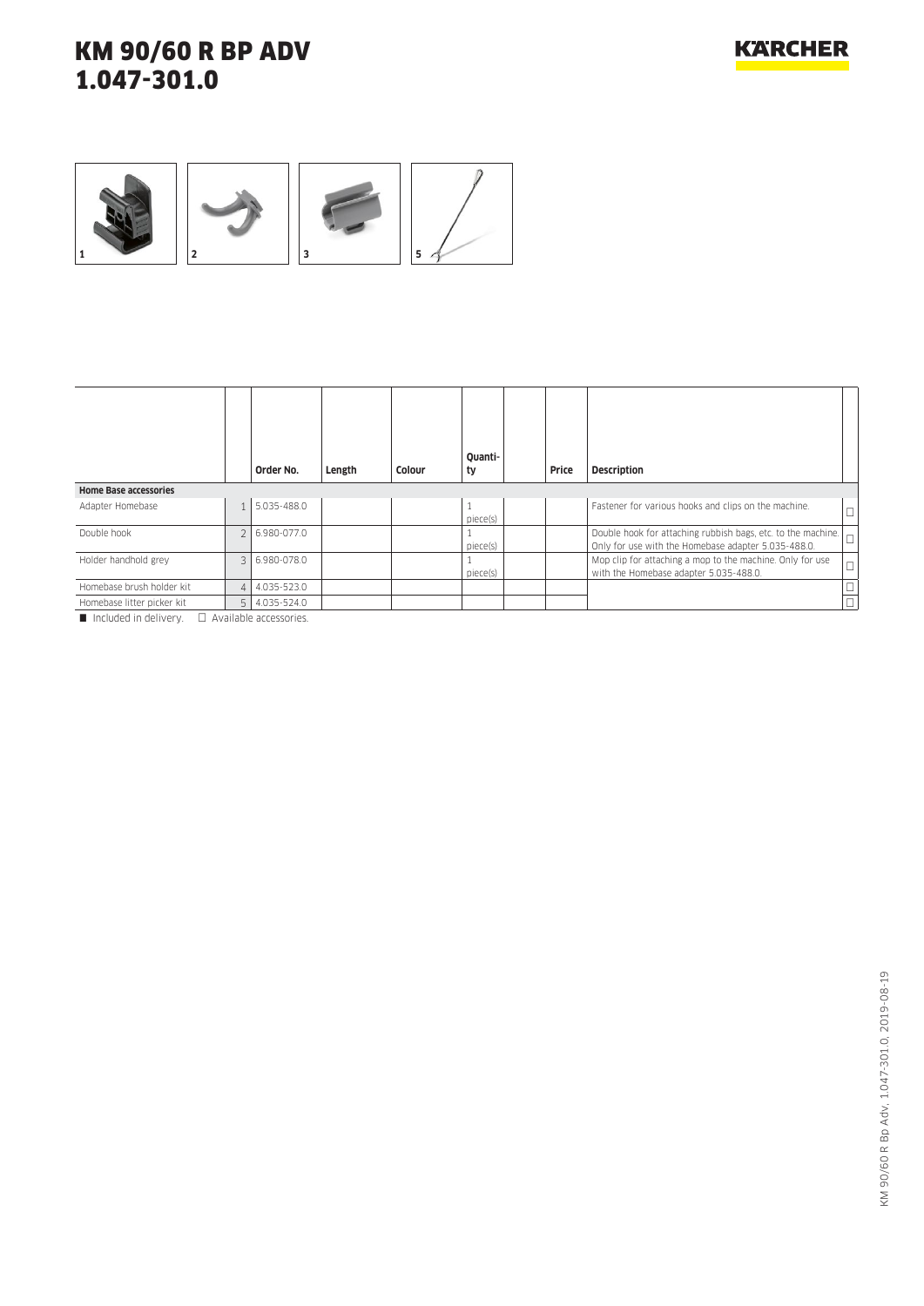# KM 90/60 R BP ADV
# 1.047-301.0

1 2 3 5

| | | Order No. | Length | Colour | Quanti-ty | | Price | Description | |
|---|---|---|---|---|---|---|---|---|---|
| **Home Base accessories** | | | | | | | | | |
| Adapter Homebase | 1 | 5.035-488.0 | | | 1 piece(s) | | | Fastener for various hooks and clips on the machine. | □ |
| Double hook | 2 | 6.980-077.0 | | | 1 piece(s) | | | Double hook for attaching rubbish bags, etc. to the machine. Only for use with the Homebase adapter 5.035-488.0. | □ |
| Holder handhold grey | 3 | 6.980-078.0 | | | 1 piece(s) | | | Mop clip for attaching a mop to the machine. Only for use with the Homebase adapter 5.035-488.0. | □ |
| Homebase brush holder kit | 4 | 4.035-523.0 | | | | | | | □ |
| Homebase litter picker kit | 5 | 4.035-524.0 | | | | | | | □ |

■ Included in delivery. □ Available accessories.

KM 90/60 R Bp Adv, 1.047-301.0, 2019-08-19